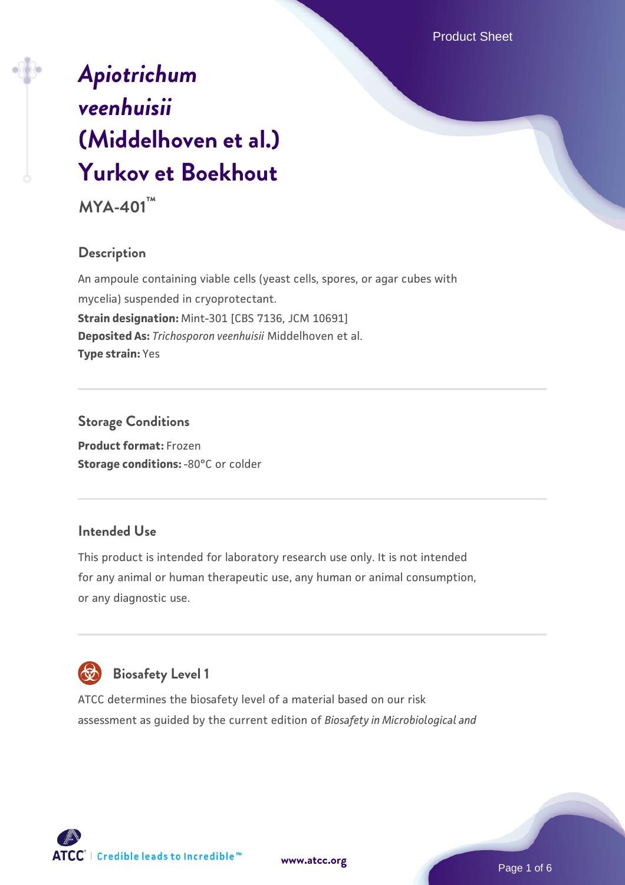# *Apiotrichum veenhuisii* (Middelhoven et al.) Yurkov et Boekhout

**MYA-401™**

## Description

An ampoule containing viable cells (yeast cells, spores, or agar cubes with mycelia) suspended in cryoprotectant.

**Strain designation:** Mint-301 [CBS 7136, JCM 10691]

**Deposited As:** *Trichosporon veenhuisii* Middelhoven et al.

**Type strain:** Yes

## Storage Conditions

**Product format:** Frozen

**Storage conditions:** -80°C or colder

## Intended Use

This product is intended for laboratory research use only. It is not intended for any animal or human therapeutic use, any human or animal consumption, or any diagnostic use.

## Biosafety Level 1

ATCC determines the biosafety level of a material based on our risk assessment as guided by the current edition of *Biosafety in Microbiological and*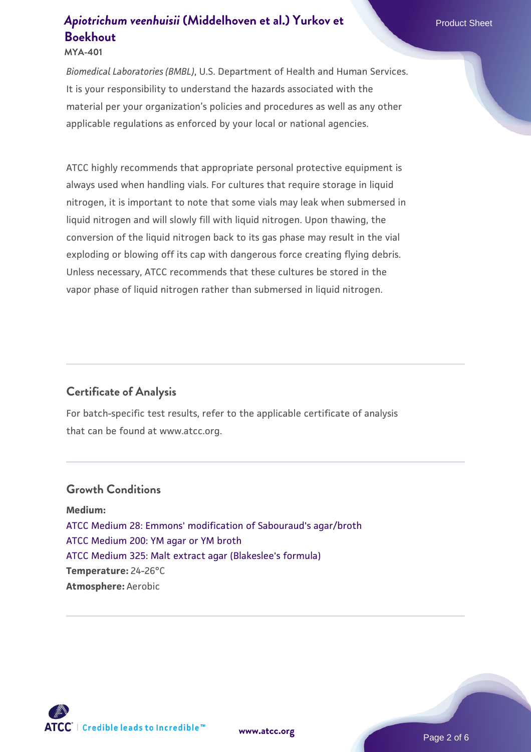*Biomedical Laboratories (BMBL)*, U.S. Department of Health and Human Services. It is your responsibility to understand the hazards associated with the material per your organization's policies and procedures as well as any other applicable regulations as enforced by your local or national agencies.

ATCC highly recommends that appropriate personal protective equipment is always used when handling vials. For cultures that require storage in liquid nitrogen, it is important to note that some vials may leak when submersed in liquid nitrogen and will slowly fill with liquid nitrogen. Upon thawing, the conversion of the liquid nitrogen back to its gas phase may result in the vial exploding or blowing off its cap with dangerous force creating flying debris. Unless necessary, ATCC recommends that these cultures be stored in the vapor phase of liquid nitrogen rather than submersed in liquid nitrogen.

## Certificate of Analysis

For batch-specific test results, refer to the applicable certificate of analysis that can be found at www.atcc.org.

## Growth Conditions

**Medium:**
ATCC Medium 28: Emmons' modification of Sabouraud's agar/broth
ATCC Medium 200: YM agar or YM broth
ATCC Medium 325: Malt extract agar (Blakeslee's formula)
**Temperature:** 24-26°C
**Atmosphere:** Aerobic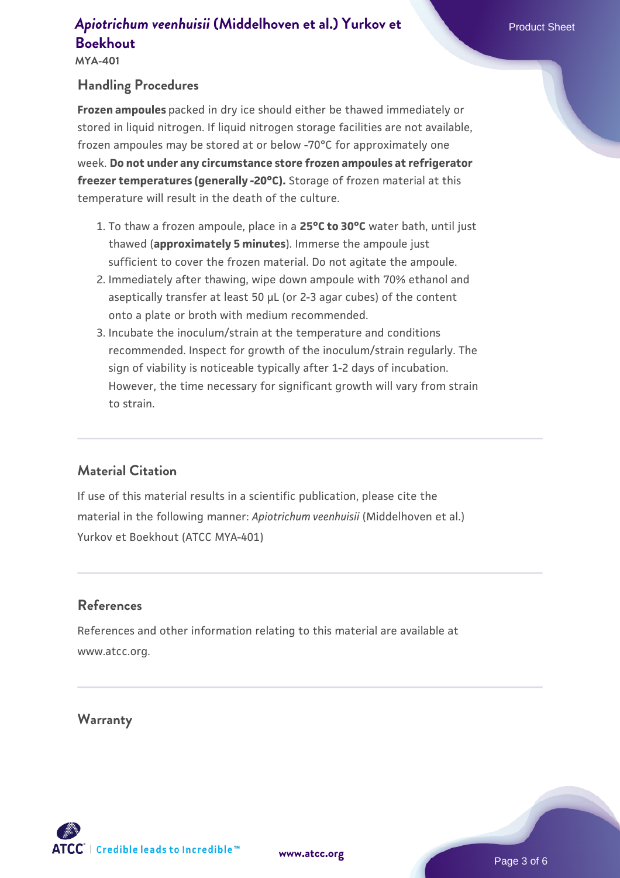## Handling Procedures

**Frozen ampoules** packed in dry ice should either be thawed immediately or stored in liquid nitrogen. If liquid nitrogen storage facilities are not available, frozen ampoules may be stored at or below -70°C for approximately one week. **Do not under any circumstance store frozen ampoules at refrigerator freezer temperatures (generally -20°C).** Storage of frozen material at this temperature will result in the death of the culture.

1. To thaw a frozen ampoule, place in a **25°C to 30°C** water bath, until just thawed (**approximately 5 minutes**). Immerse the ampoule just sufficient to cover the frozen material. Do not agitate the ampoule.
2. Immediately after thawing, wipe down ampoule with 70% ethanol and aseptically transfer at least 50 µL (or 2-3 agar cubes) of the content onto a plate or broth with medium recommended.
3. Incubate the inoculum/strain at the temperature and conditions recommended. Inspect for growth of the inoculum/strain regularly. The sign of viability is noticeable typically after 1-2 days of incubation. However, the time necessary for significant growth will vary from strain to strain.

## Material Citation

If use of this material results in a scientific publication, please cite the material in the following manner: *Apiotrichum veenhuisii* (Middelhoven et al.) Yurkov et Boekhout (ATCC MYA-401)

## References

References and other information relating to this material are available at www.atcc.org.

## Warranty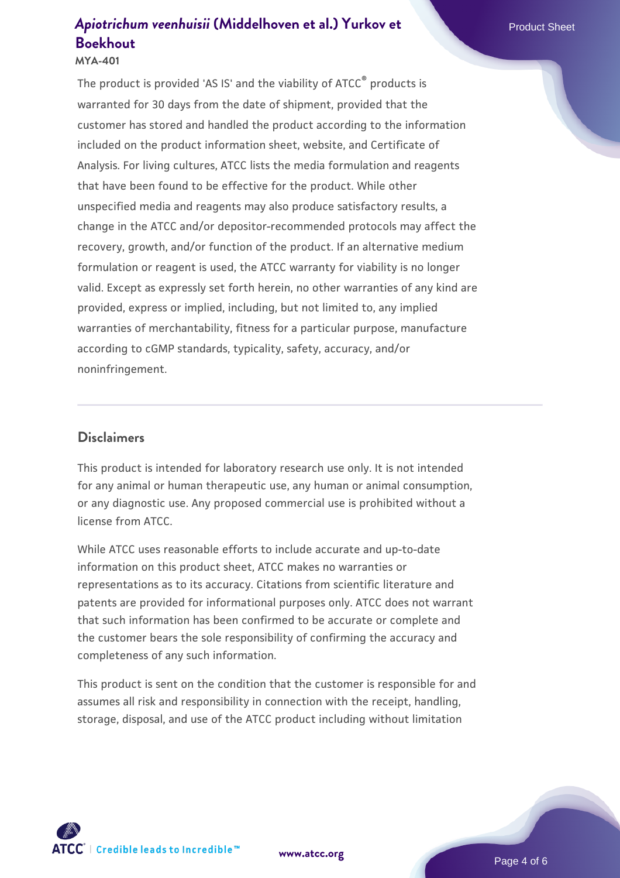The product is provided 'AS IS' and the viability of ATCC® products is warranted for 30 days from the date of shipment, provided that the customer has stored and handled the product according to the information included on the product information sheet, website, and Certificate of Analysis. For living cultures, ATCC lists the media formulation and reagents that have been found to be effective for the product. While other unspecified media and reagents may also produce satisfactory results, a change in the ATCC and/or depositor-recommended protocols may affect the recovery, growth, and/or function of the product. If an alternative medium formulation or reagent is used, the ATCC warranty for viability is no longer valid. Except as expressly set forth herein, no other warranties of any kind are provided, express or implied, including, but not limited to, any implied warranties of merchantability, fitness for a particular purpose, manufacture according to cGMP standards, typicality, safety, accuracy, and/or noninfringement.

## Disclaimers

This product is intended for laboratory research use only. It is not intended for any animal or human therapeutic use, any human or animal consumption, or any diagnostic use. Any proposed commercial use is prohibited without a license from ATCC.

While ATCC uses reasonable efforts to include accurate and up-to-date information on this product sheet, ATCC makes no warranties or representations as to its accuracy. Citations from scientific literature and patents are provided for informational purposes only. ATCC does not warrant that such information has been confirmed to be accurate or complete and the customer bears the sole responsibility of confirming the accuracy and completeness of any such information.

This product is sent on the condition that the customer is responsible for and assumes all risk and responsibility in connection with the receipt, handling, storage, disposal, and use of the ATCC product including without limitation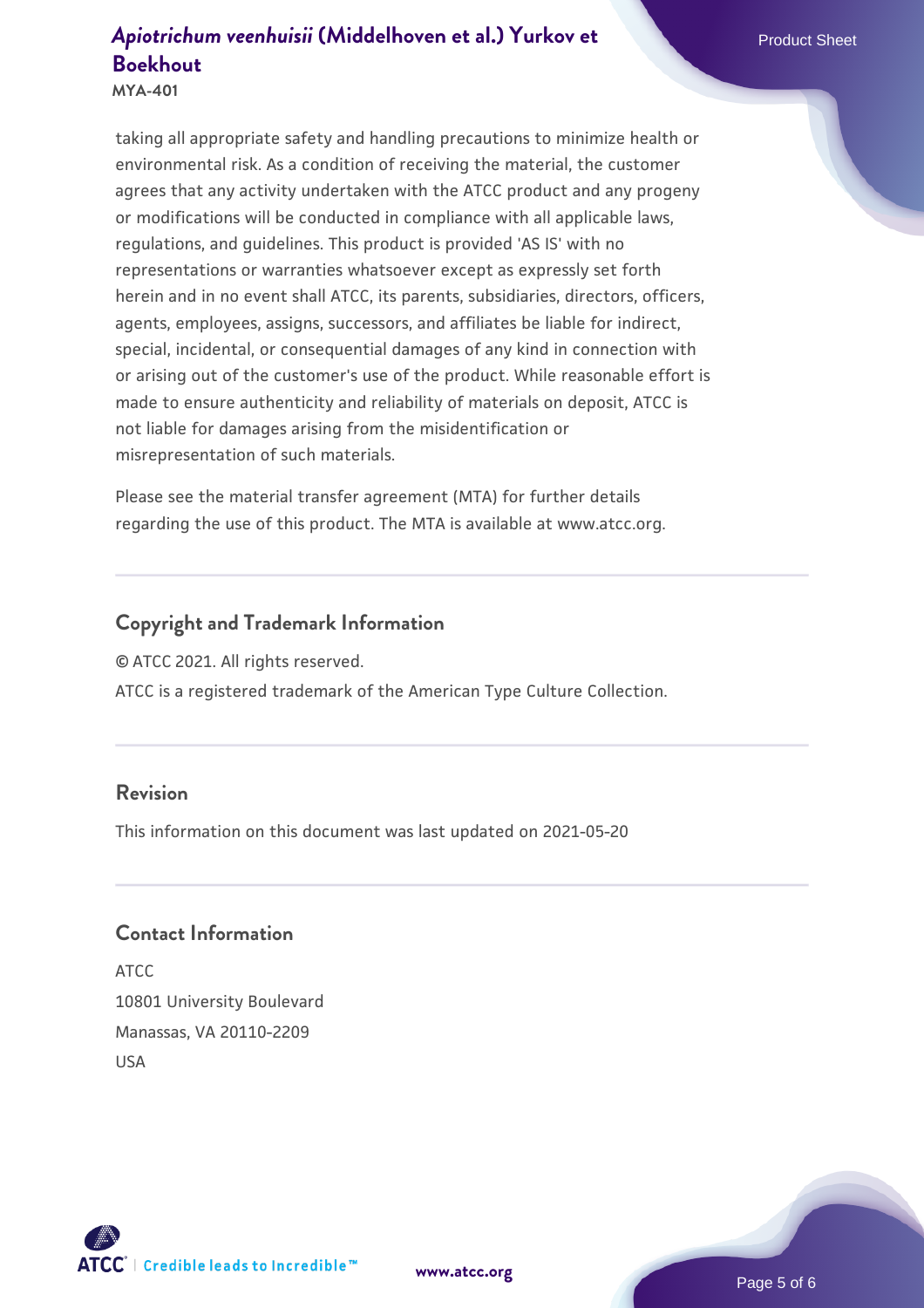taking all appropriate safety and handling precautions to minimize health or environmental risk. As a condition of receiving the material, the customer agrees that any activity undertaken with the ATCC product and any progeny or modifications will be conducted in compliance with all applicable laws, regulations, and guidelines. This product is provided 'AS IS' with no representations or warranties whatsoever except as expressly set forth herein and in no event shall ATCC, its parents, subsidiaries, directors, officers, agents, employees, assigns, successors, and affiliates be liable for indirect, special, incidental, or consequential damages of any kind in connection with or arising out of the customer's use of the product. While reasonable effort is made to ensure authenticity and reliability of materials on deposit, ATCC is not liable for damages arising from the misidentification or misrepresentation of such materials.

Please see the material transfer agreement (MTA) for further details regarding the use of this product. The MTA is available at www.atcc.org.

## Copyright and Trademark Information

© ATCC 2021. All rights reserved.

ATCC is a registered trademark of the American Type Culture Collection.

## Revision

This information on this document was last updated on 2021-05-20

## Contact Information

ATCC
10801 University Boulevard
Manassas, VA 20110-2209
USA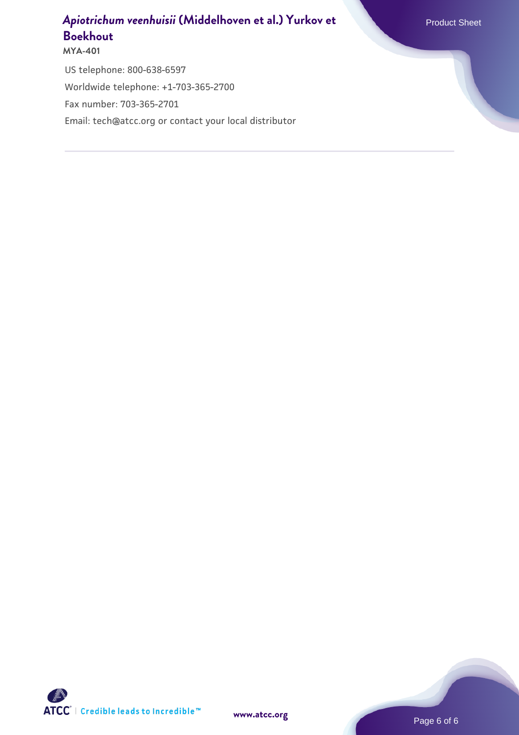US telephone: 800-638-6597

Worldwide telephone: +1-703-365-2700

Fax number: 703-365-2701

Email: tech@atcc.org or contact your local distributor